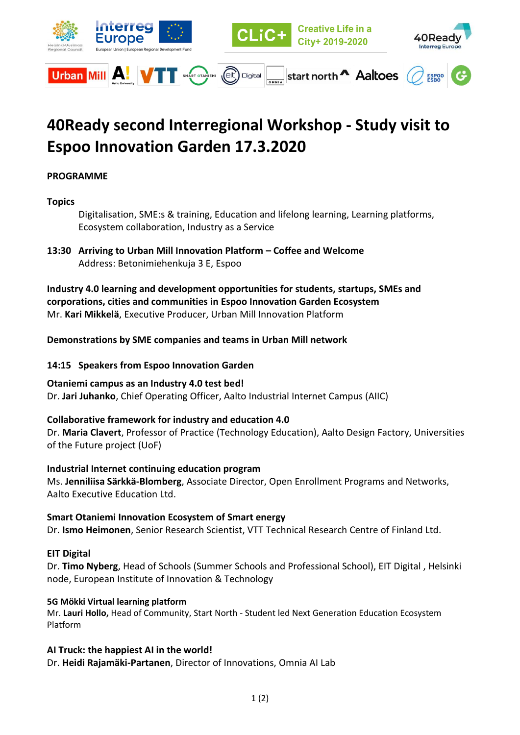# 40Ready second Interregional Workshop - Study visit to Espoo Innovation Garden 17.3.2020

**PROGRAMME**

**Topics**

Digitalisation, SME:s & training, Education and lifelong learning, Learning platforms, Ecosystem collaboration, Industry as a Service

**13:30 Arriving to Urban Mill Innovation Platform – Coffee and Welcome**
Address: Betonimiehenkuja 3 E, Espoo

**Industry 4.0 learning and development opportunities for students, startups, SMEs and corporations, cities and communities in Espoo Innovation Garden Ecosystem**
Mr. **Kari Mikkelä**, Executive Producer, Urban Mill Innovation Platform

**Demonstrations by SME companies and teams in Urban Mill network**

**14:15 Speakers from Espoo Innovation Garden**

**Otaniemi campus as an Industry 4.0 test bed!**
Dr. **Jari Juhanko**, Chief Operating Officer, Aalto Industrial Internet Campus (AIIC)

**Collaborative framework for industry and education 4.0**
Dr. **Maria Clavert**, Professor of Practice (Technology Education), Aalto Design Factory, Universities of the Future project (UoF)

**Industrial Internet continuing education program**
Ms. **Jenniliisa Särkkä-Blomberg**, Associate Director, Open Enrollment Programs and Networks, Aalto Executive Education Ltd.

**Smart Otaniemi Innovation Ecosystem of Smart energy**
Dr. **Ismo Heimonen**, Senior Research Scientist, VTT Technical Research Centre of Finland Ltd.

**EIT Digital**
Dr. **Timo Nyberg**, Head of Schools (Summer Schools and Professional School), EIT Digital , Helsinki node, European Institute of Innovation & Technology

**5G Mökki Virtual learning platform**
Mr. **Lauri Hollo,** Head of Community, Start North - Student led Next Generation Education Ecosystem Platform

**AI Truck: the happiest AI in the world!**
Dr. **Heidi Rajamäki-Partanen**, Director of Innovations, Omnia AI Lab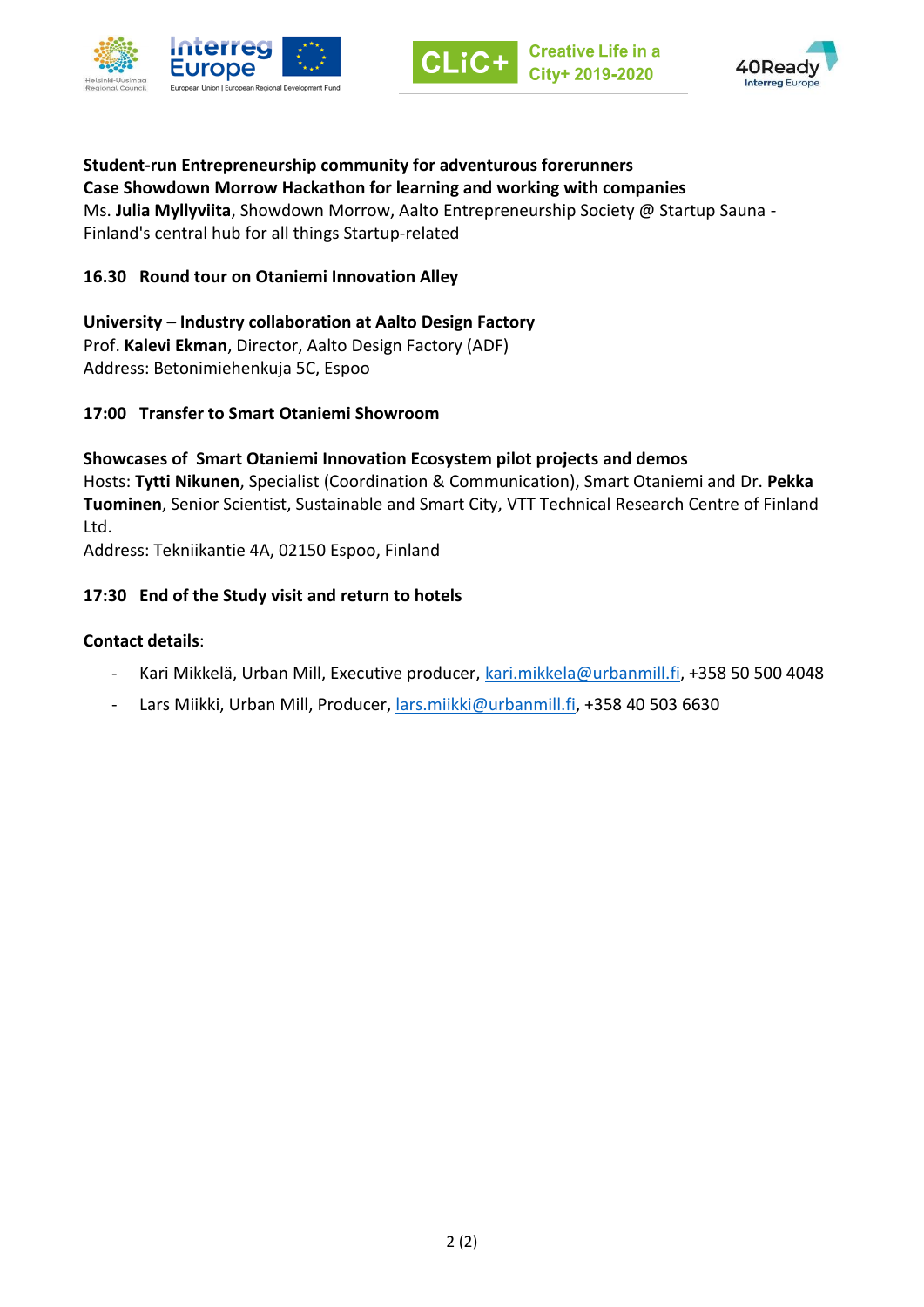**Student-run Entrepreneurship community for adventurous forerunners**
**Case Showdown Morrow Hackathon for learning and working with companies**
Ms. **Julia Myllyviita**, Showdown Morrow, Aalto Entrepreneurship Society @ Startup Sauna - Finland's central hub for all things Startup-related

**16.30 Round tour on Otaniemi Innovation Alley**

**University – Industry collaboration at Aalto Design Factory**
Prof. **Kalevi Ekman**, Director, Aalto Design Factory (ADF)
Address: Betonimiehenkuja 5C, Espoo

**17:00 Transfer to Smart Otaniemi Showroom**

**Showcases of Smart Otaniemi Innovation Ecosystem pilot projects and demos**
Hosts: **Tytti Nikunen**, Specialist (Coordination & Communication), Smart Otaniemi and Dr. **Pekka Tuominen**, Senior Scientist, Sustainable and Smart City, VTT Technical Research Centre of Finland Ltd.
Address: Tekniikantie 4A, 02150 Espoo, Finland

**17:30 End of the Study visit and return to hotels**

**Contact details**:

- Kari Mikkelä, Urban Mill, Executive producer, kari.mikkela@urbanmill.fi, +358 50 500 4048
- Lars Miikki, Urban Mill, Producer, lars.miikki@urbanmill.fi, +358 40 503 6630